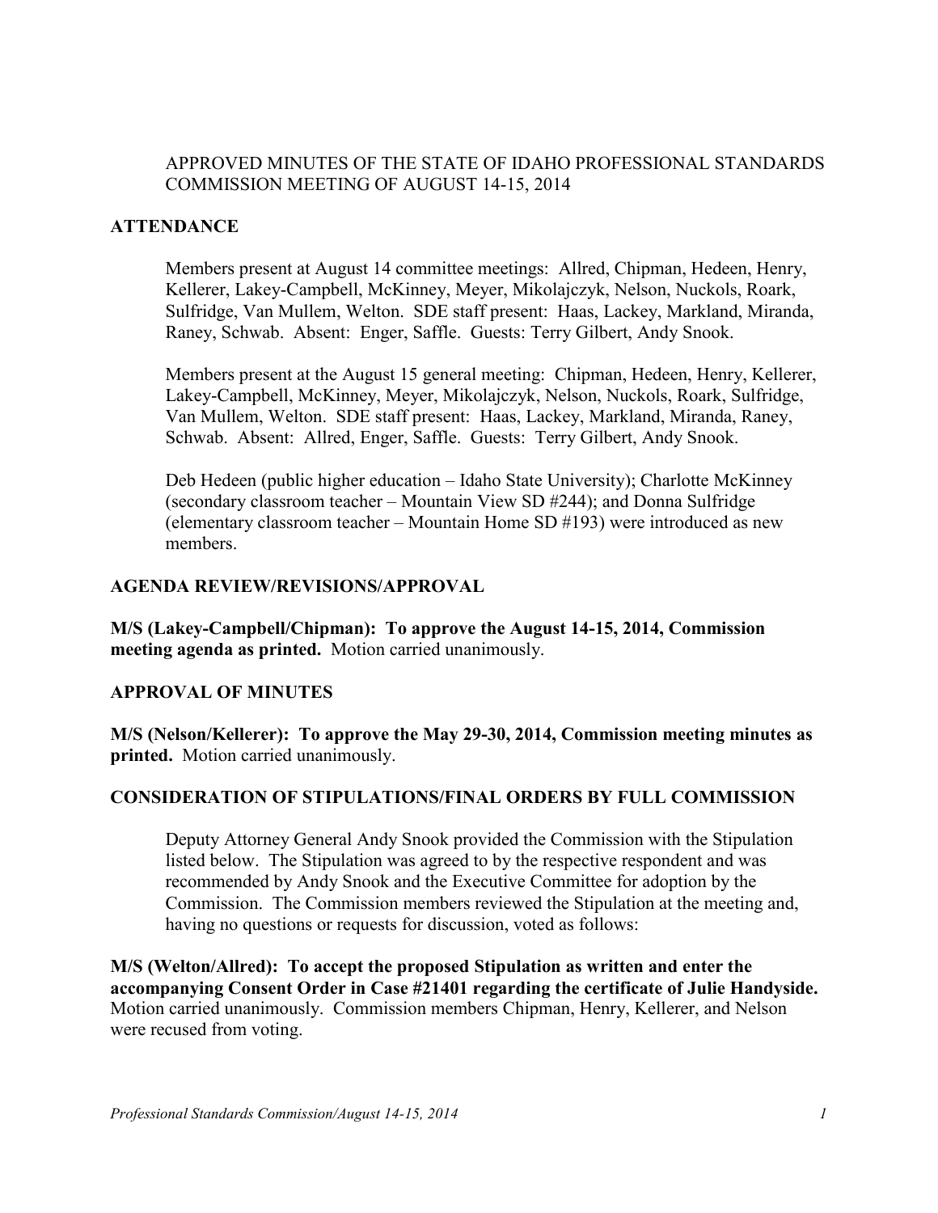# APPROVED MINUTES OF THE STATE OF IDAHO PROFESSIONAL STANDARDS COMMISSION MEETING OF AUGUST 14-15, 2014

## ATTENDANCE

Members present at August 14 committee meetings: Allred, Chipman, Hedeen, Henry, Kellerer, Lakey-Campbell, McKinney, Meyer, Mikolajczyk, Nelson, Nuckols, Roark, Sulfridge, Van Mullem, Welton. SDE staff present: Haas, Lackey, Markland, Miranda, Raney, Schwab. Absent: Enger, Saffle. Guests: Terry Gilbert, Andy Snook.

Members present at the August 15 general meeting: Chipman, Hedeen, Henry, Kellerer, Lakey-Campbell, McKinney, Meyer, Mikolajczyk, Nelson, Nuckols, Roark, Sulfridge, Van Mullem, Welton. SDE staff present: Haas, Lackey, Markland, Miranda, Raney, Schwab. Absent: Allred, Enger, Saffle. Guests: Terry Gilbert, Andy Snook.

Deb Hedeen (public higher education – Idaho State University); Charlotte McKinney (secondary classroom teacher – Mountain View SD #244); and Donna Sulfridge (elementary classroom teacher – Mountain Home SD #193) were introduced as new members.

## AGENDA REVIEW/REVISIONS/APPROVAL

**M/S (Lakey-Campbell/Chipman): To approve the August 14-15, 2014, Commission meeting agenda as printed.** Motion carried unanimously.

## APPROVAL OF MINUTES

**M/S (Nelson/Kellerer): To approve the May 29-30, 2014, Commission meeting minutes as printed.** Motion carried unanimously.

## CONSIDERATION OF STIPULATIONS/FINAL ORDERS BY FULL COMMISSION

Deputy Attorney General Andy Snook provided the Commission with the Stipulation listed below. The Stipulation was agreed to by the respective respondent and was recommended by Andy Snook and the Executive Committee for adoption by the Commission. The Commission members reviewed the Stipulation at the meeting and, having no questions or requests for discussion, voted as follows:

**M/S (Welton/Allred): To accept the proposed Stipulation as written and enter the accompanying Consent Order in Case #21401 regarding the certificate of Julie Handyside.** Motion carried unanimously. Commission members Chipman, Henry, Kellerer, and Nelson were recused from voting.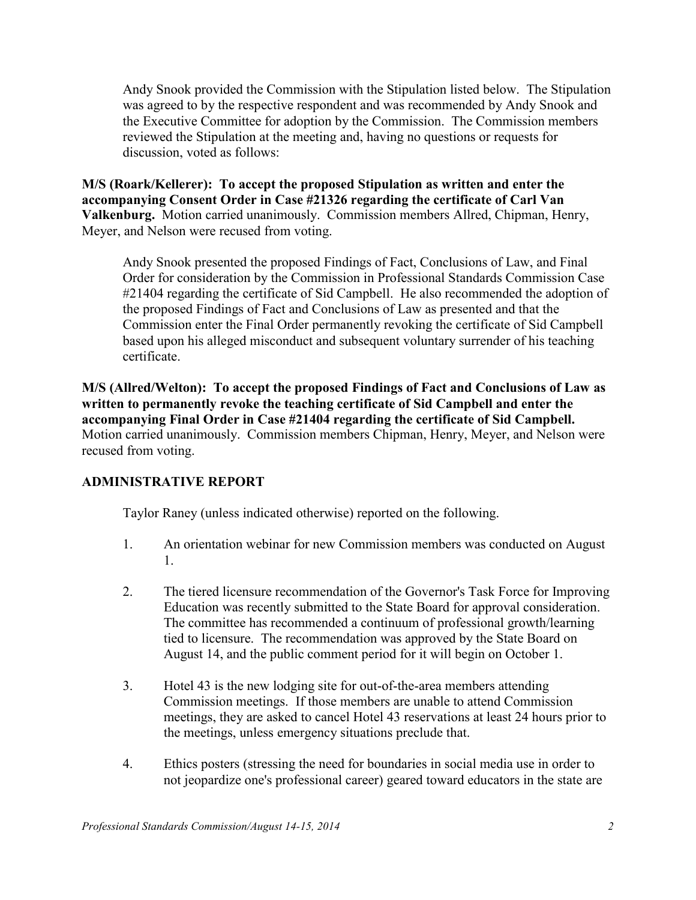Andy Snook provided the Commission with the Stipulation listed below. The Stipulation was agreed to by the respective respondent and was recommended by Andy Snook and the Executive Committee for adoption by the Commission. The Commission members reviewed the Stipulation at the meeting and, having no questions or requests for discussion, voted as follows:

**M/S (Roark/Kellerer): To accept the proposed Stipulation as written and enter the accompanying Consent Order in Case #21326 regarding the certificate of Carl Van Valkenburg.** Motion carried unanimously. Commission members Allred, Chipman, Henry, Meyer, and Nelson were recused from voting.

Andy Snook presented the proposed Findings of Fact, Conclusions of Law, and Final Order for consideration by the Commission in Professional Standards Commission Case #21404 regarding the certificate of Sid Campbell. He also recommended the adoption of the proposed Findings of Fact and Conclusions of Law as presented and that the Commission enter the Final Order permanently revoking the certificate of Sid Campbell based upon his alleged misconduct and subsequent voluntary surrender of his teaching certificate.

**M/S (Allred/Welton): To accept the proposed Findings of Fact and Conclusions of Law as written to permanently revoke the teaching certificate of Sid Campbell and enter the accompanying Final Order in Case #21404 regarding the certificate of Sid Campbell.** Motion carried unanimously. Commission members Chipman, Henry, Meyer, and Nelson were recused from voting.

## ADMINISTRATIVE REPORT

Taylor Raney (unless indicated otherwise) reported on the following.

1. An orientation webinar for new Commission members was conducted on August 1.

2. The tiered licensure recommendation of the Governor's Task Force for Improving Education was recently submitted to the State Board for approval consideration. The committee has recommended a continuum of professional growth/learning tied to licensure. The recommendation was approved by the State Board on August 14, and the public comment period for it will begin on October 1.

3. Hotel 43 is the new lodging site for out-of-the-area members attending Commission meetings. If those members are unable to attend Commission meetings, they are asked to cancel Hotel 43 reservations at least 24 hours prior to the meetings, unless emergency situations preclude that.

4. Ethics posters (stressing the need for boundaries in social media use in order to not jeopardize one's professional career) geared toward educators in the state are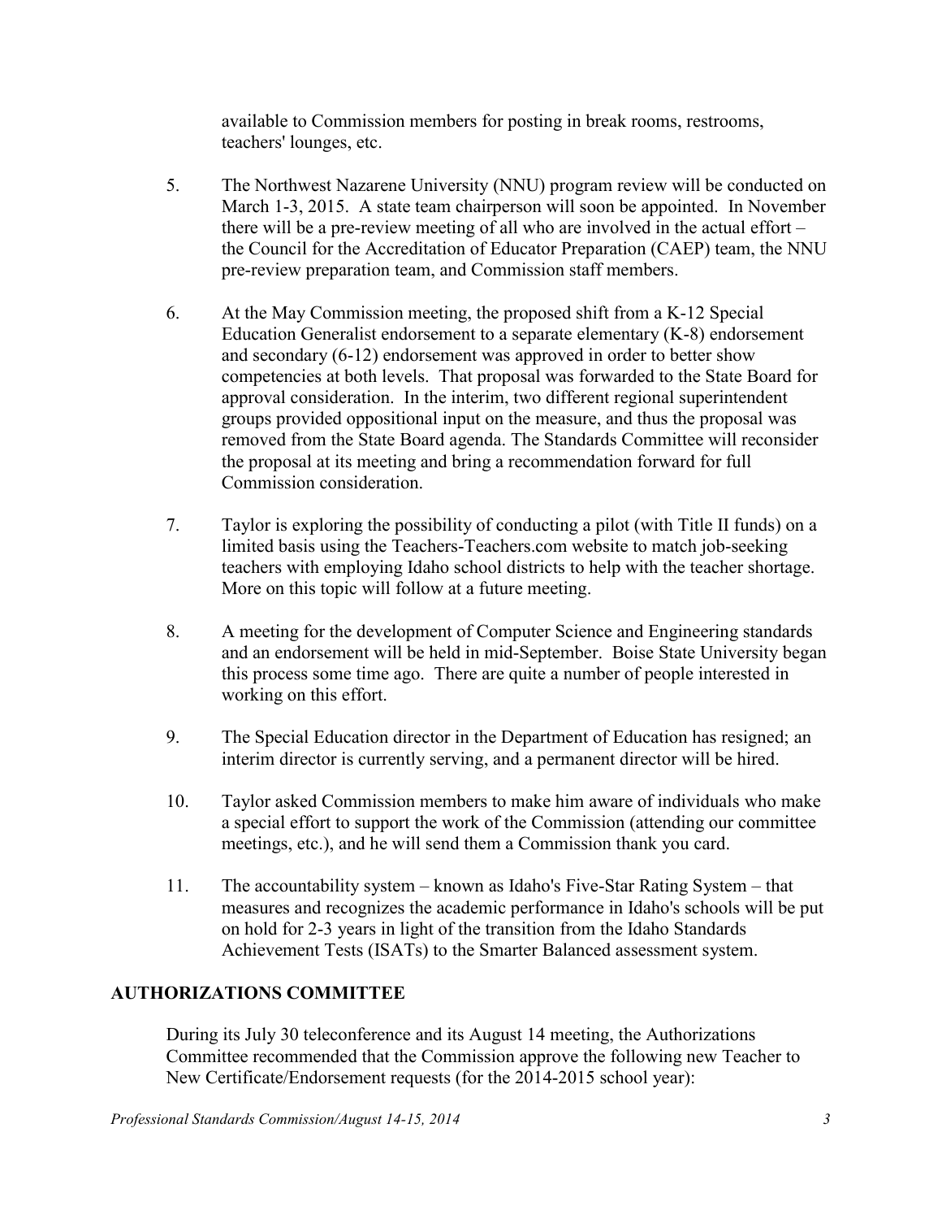available to Commission members for posting in break rooms, restrooms, teachers' lounges, etc.

5. The Northwest Nazarene University (NNU) program review will be conducted on March 1-3, 2015. A state team chairperson will soon be appointed. In November there will be a pre-review meeting of all who are involved in the actual effort – the Council for the Accreditation of Educator Preparation (CAEP) team, the NNU pre-review preparation team, and Commission staff members.

6. At the May Commission meeting, the proposed shift from a K-12 Special Education Generalist endorsement to a separate elementary (K-8) endorsement and secondary (6-12) endorsement was approved in order to better show competencies at both levels. That proposal was forwarded to the State Board for approval consideration. In the interim, two different regional superintendent groups provided oppositional input on the measure, and thus the proposal was removed from the State Board agenda. The Standards Committee will reconsider the proposal at its meeting and bring a recommendation forward for full Commission consideration.

7. Taylor is exploring the possibility of conducting a pilot (with Title II funds) on a limited basis using the Teachers-Teachers.com website to match job-seeking teachers with employing Idaho school districts to help with the teacher shortage. More on this topic will follow at a future meeting.

8. A meeting for the development of Computer Science and Engineering standards and an endorsement will be held in mid-September. Boise State University began this process some time ago. There are quite a number of people interested in working on this effort.

9. The Special Education director in the Department of Education has resigned; an interim director is currently serving, and a permanent director will be hired.

10. Taylor asked Commission members to make him aware of individuals who make a special effort to support the work of the Commission (attending our committee meetings, etc.), and he will send them a Commission thank you card.

11. The accountability system – known as Idaho's Five-Star Rating System – that measures and recognizes the academic performance in Idaho's schools will be put on hold for 2-3 years in light of the transition from the Idaho Standards Achievement Tests (ISATs) to the Smarter Balanced assessment system.

## AUTHORIZATIONS COMMITTEE

During its July 30 teleconference and its August 14 meeting, the Authorizations Committee recommended that the Commission approve the following new Teacher to New Certificate/Endorsement requests (for the 2014-2015 school year):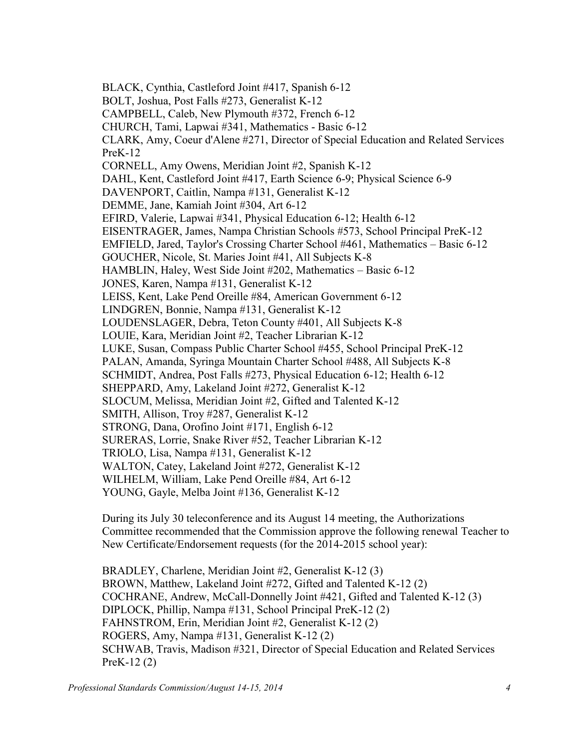BLACK, Cynthia, Castleford Joint #417, Spanish 6-12
BOLT, Joshua, Post Falls #273, Generalist K-12
CAMPBELL, Caleb, New Plymouth #372, French 6-12
CHURCH, Tami, Lapwai #341, Mathematics - Basic 6-12
CLARK, Amy, Coeur d'Alene #271, Director of Special Education and Related Services PreK-12
CORNELL, Amy Owens, Meridian Joint #2, Spanish K-12
DAHL, Kent, Castleford Joint #417, Earth Science 6-9; Physical Science 6-9
DAVENPORT, Caitlin, Nampa #131, Generalist K-12
DEMME, Jane, Kamiah Joint #304, Art 6-12
EFIRD, Valerie, Lapwai #341, Physical Education 6-12; Health 6-12
EISENTRAGER, James, Nampa Christian Schools #573, School Principal PreK-12
EMFIELD, Jared, Taylor's Crossing Charter School #461, Mathematics – Basic 6-12
GOUCHER, Nicole, St. Maries Joint #41, All Subjects K-8
HAMBLIN, Haley, West Side Joint #202, Mathematics – Basic 6-12
JONES, Karen, Nampa #131, Generalist K-12
LEISS, Kent, Lake Pend Oreille #84, American Government 6-12
LINDGREN, Bonnie, Nampa #131, Generalist K-12
LOUDENSLAGER, Debra, Teton County #401, All Subjects K-8
LOUIE, Kara, Meridian Joint #2, Teacher Librarian K-12
LUKE, Susan, Compass Public Charter School #455, School Principal PreK-12
PALAN, Amanda, Syringa Mountain Charter School #488, All Subjects K-8
SCHMIDT, Andrea, Post Falls #273, Physical Education 6-12; Health 6-12
SHEPPARD, Amy, Lakeland Joint #272, Generalist K-12
SLOCUM, Melissa, Meridian Joint #2, Gifted and Talented K-12
SMITH, Allison, Troy #287, Generalist K-12
STRONG, Dana, Orofino Joint #171, English 6-12
SURERAS, Lorrie, Snake River #52, Teacher Librarian K-12
TRIOLO, Lisa, Nampa #131, Generalist K-12
WALTON, Catey, Lakeland Joint #272, Generalist K-12
WILHELM, William, Lake Pend Oreille #84, Art 6-12
YOUNG, Gayle, Melba Joint #136, Generalist K-12

During its July 30 teleconference and its August 14 meeting, the Authorizations Committee recommended that the Commission approve the following renewal Teacher to New Certificate/Endorsement requests (for the 2014-2015 school year):

BRADLEY, Charlene, Meridian Joint #2, Generalist K-12 (3)
BROWN, Matthew, Lakeland Joint #272, Gifted and Talented K-12 (2)
COCHRANE, Andrew, McCall-Donnelly Joint #421, Gifted and Talented K-12 (3)
DIPLOCK, Phillip, Nampa #131, School Principal PreK-12 (2)
FAHNSTROM, Erin, Meridian Joint #2, Generalist K-12 (2)
ROGERS, Amy, Nampa #131, Generalist K-12 (2)
SCHWAB, Travis, Madison #321, Director of Special Education and Related Services PreK-12 (2)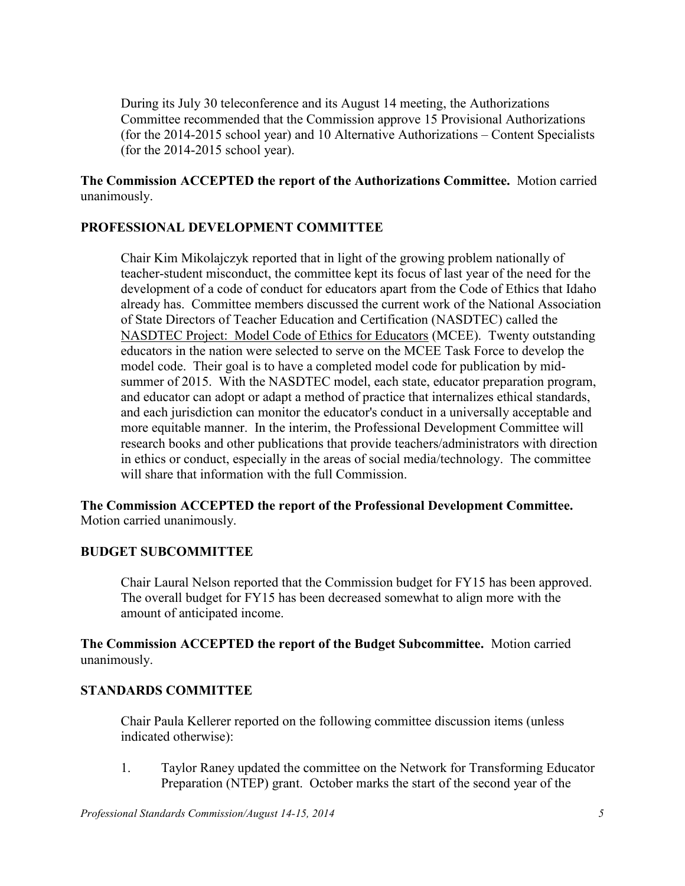During its July 30 teleconference and its August 14 meeting, the Authorizations Committee recommended that the Commission approve 15 Provisional Authorizations (for the 2014-2015 school year) and 10 Alternative Authorizations – Content Specialists (for the 2014-2015 school year).

**The Commission ACCEPTED the report of the Authorizations Committee.** Motion carried unanimously.

## PROFESSIONAL DEVELOPMENT COMMITTEE

Chair Kim Mikolajczyk reported that in light of the growing problem nationally of teacher-student misconduct, the committee kept its focus of last year of the need for the development of a code of conduct for educators apart from the Code of Ethics that Idaho already has. Committee members discussed the current work of the National Association of State Directors of Teacher Education and Certification (NASDTEC) called the NASDTEC Project: Model Code of Ethics for Educators (MCEE). Twenty outstanding educators in the nation were selected to serve on the MCEE Task Force to develop the model code. Their goal is to have a completed model code for publication by mid-summer of 2015. With the NASDTEC model, each state, educator preparation program, and educator can adopt or adapt a method of practice that internalizes ethical standards, and each jurisdiction can monitor the educator's conduct in a universally acceptable and more equitable manner. In the interim, the Professional Development Committee will research books and other publications that provide teachers/administrators with direction in ethics or conduct, especially in the areas of social media/technology. The committee will share that information with the full Commission.

**The Commission ACCEPTED the report of the Professional Development Committee.** Motion carried unanimously.

## BUDGET SUBCOMMITTEE

Chair Laural Nelson reported that the Commission budget for FY15 has been approved. The overall budget for FY15 has been decreased somewhat to align more with the amount of anticipated income.

**The Commission ACCEPTED the report of the Budget Subcommittee.** Motion carried unanimously.

## STANDARDS COMMITTEE

Chair Paula Kellerer reported on the following committee discussion items (unless indicated otherwise):

1. Taylor Raney updated the committee on the Network for Transforming Educator Preparation (NTEP) grant. October marks the start of the second year of the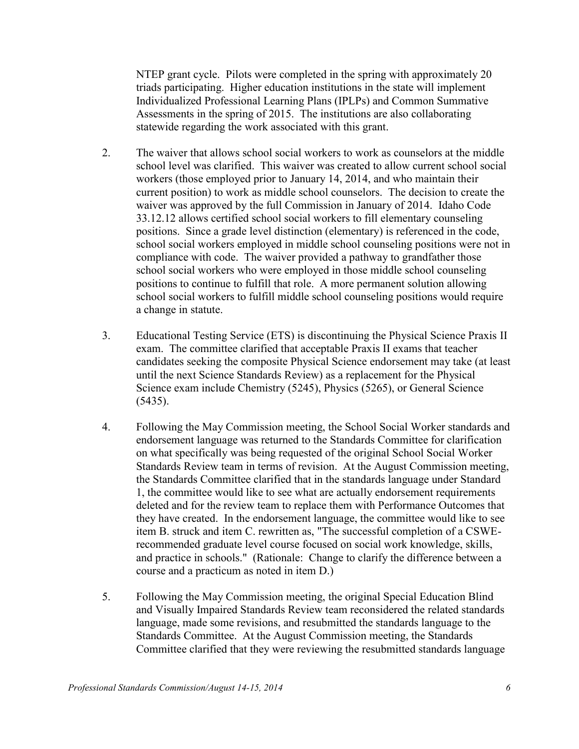NTEP grant cycle. Pilots were completed in the spring with approximately 20 triads participating. Higher education institutions in the state will implement Individualized Professional Learning Plans (IPLPs) and Common Summative Assessments in the spring of 2015. The institutions are also collaborating statewide regarding the work associated with this grant.

2. The waiver that allows school social workers to work as counselors at the middle school level was clarified. This waiver was created to allow current school social workers (those employed prior to January 14, 2014, and who maintain their current position) to work as middle school counselors. The decision to create the waiver was approved by the full Commission in January of 2014. Idaho Code 33.12.12 allows certified school social workers to fill elementary counseling positions. Since a grade level distinction (elementary) is referenced in the code, school social workers employed in middle school counseling positions were not in compliance with code. The waiver provided a pathway to grandfather those school social workers who were employed in those middle school counseling positions to continue to fulfill that role. A more permanent solution allowing school social workers to fulfill middle school counseling positions would require a change in statute.

3. Educational Testing Service (ETS) is discontinuing the Physical Science Praxis II exam. The committee clarified that acceptable Praxis II exams that teacher candidates seeking the composite Physical Science endorsement may take (at least until the next Science Standards Review) as a replacement for the Physical Science exam include Chemistry (5245), Physics (5265), or General Science (5435).

4. Following the May Commission meeting, the School Social Worker standards and endorsement language was returned to the Standards Committee for clarification on what specifically was being requested of the original School Social Worker Standards Review team in terms of revision. At the August Commission meeting, the Standards Committee clarified that in the standards language under Standard 1, the committee would like to see what are actually endorsement requirements deleted and for the review team to replace them with Performance Outcomes that they have created. In the endorsement language, the committee would like to see item B. struck and item C. rewritten as, "The successful completion of a CSWE-recommended graduate level course focused on social work knowledge, skills, and practice in schools." (Rationale: Change to clarify the difference between a course and a practicum as noted in item D.)

5. Following the May Commission meeting, the original Special Education Blind and Visually Impaired Standards Review team reconsidered the related standards language, made some revisions, and resubmitted the standards language to the Standards Committee. At the August Commission meeting, the Standards Committee clarified that they were reviewing the resubmitted standards language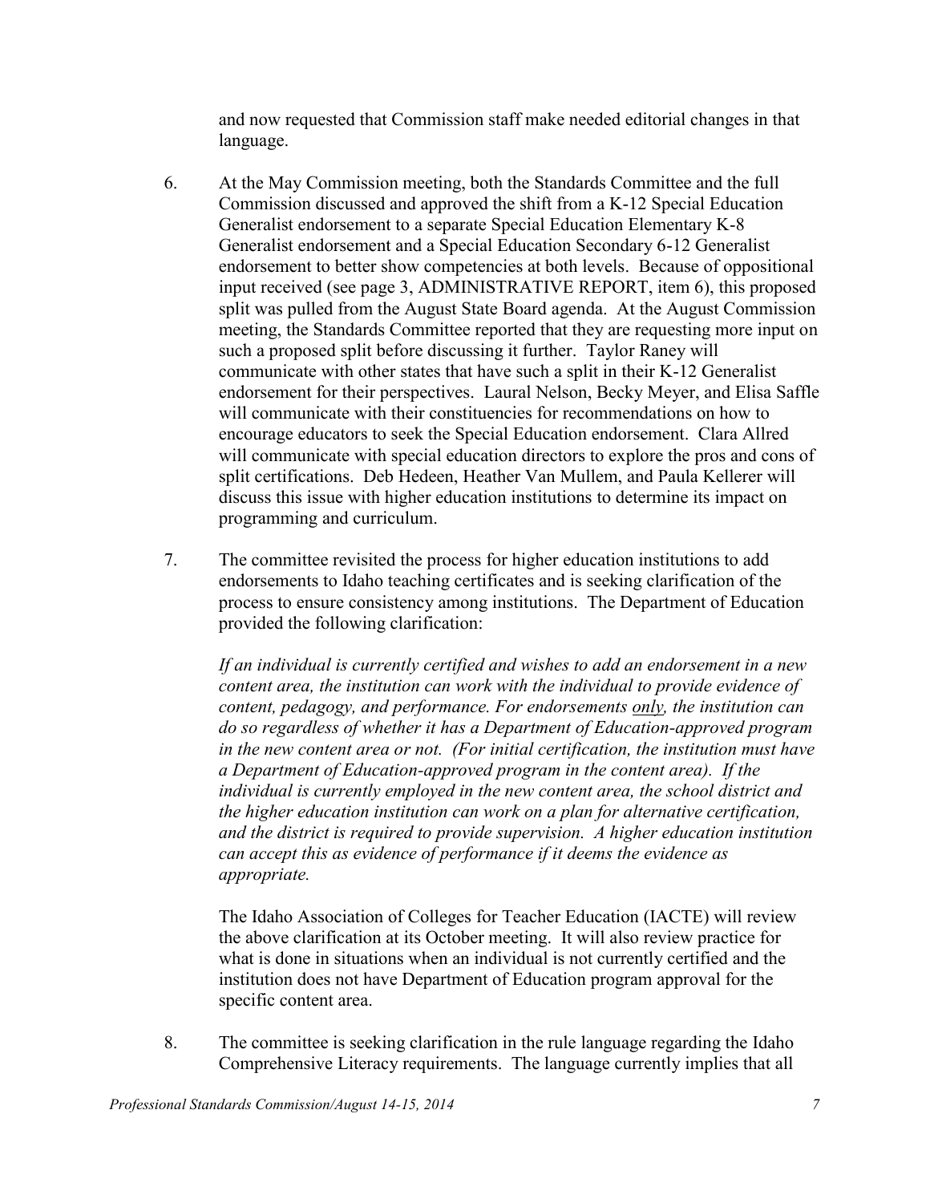and now requested that Commission staff make needed editorial changes in that language.

6. At the May Commission meeting, both the Standards Committee and the full Commission discussed and approved the shift from a K-12 Special Education Generalist endorsement to a separate Special Education Elementary K-8 Generalist endorsement and a Special Education Secondary 6-12 Generalist endorsement to better show competencies at both levels. Because of oppositional input received (see page 3, ADMINISTRATIVE REPORT, item 6), this proposed split was pulled from the August State Board agenda. At the August Commission meeting, the Standards Committee reported that they are requesting more input on such a proposed split before discussing it further. Taylor Raney will communicate with other states that have such a split in their K-12 Generalist endorsement for their perspectives. Laural Nelson, Becky Meyer, and Elisa Saffle will communicate with their constituencies for recommendations on how to encourage educators to seek the Special Education endorsement. Clara Allred will communicate with special education directors to explore the pros and cons of split certifications. Deb Hedeen, Heather Van Mullem, and Paula Kellerer will discuss this issue with higher education institutions to determine its impact on programming and curriculum.

7. The committee revisited the process for higher education institutions to add endorsements to Idaho teaching certificates and is seeking clarification of the process to ensure consistency among institutions. The Department of Education provided the following clarification:

   *If an individual is currently certified and wishes to add an endorsement in a new content area, the institution can work with the individual to provide evidence of content, pedagogy, and performance. For endorsements <u>only</u>, the institution can do so regardless of whether it has a Department of Education-approved program in the new content area or not. (For initial certification, the institution must have a Department of Education-approved program in the content area). If the individual is currently employed in the new content area, the school district and the higher education institution can work on a plan for alternative certification, and the district is required to provide supervision. A higher education institution can accept this as evidence of performance if it deems the evidence as appropriate.*

   The Idaho Association of Colleges for Teacher Education (IACTE) will review the above clarification at its October meeting. It will also review practice for what is done in situations when an individual is not currently certified and the institution does not have Department of Education program approval for the specific content area.

8. The committee is seeking clarification in the rule language regarding the Idaho Comprehensive Literacy requirements. The language currently implies that all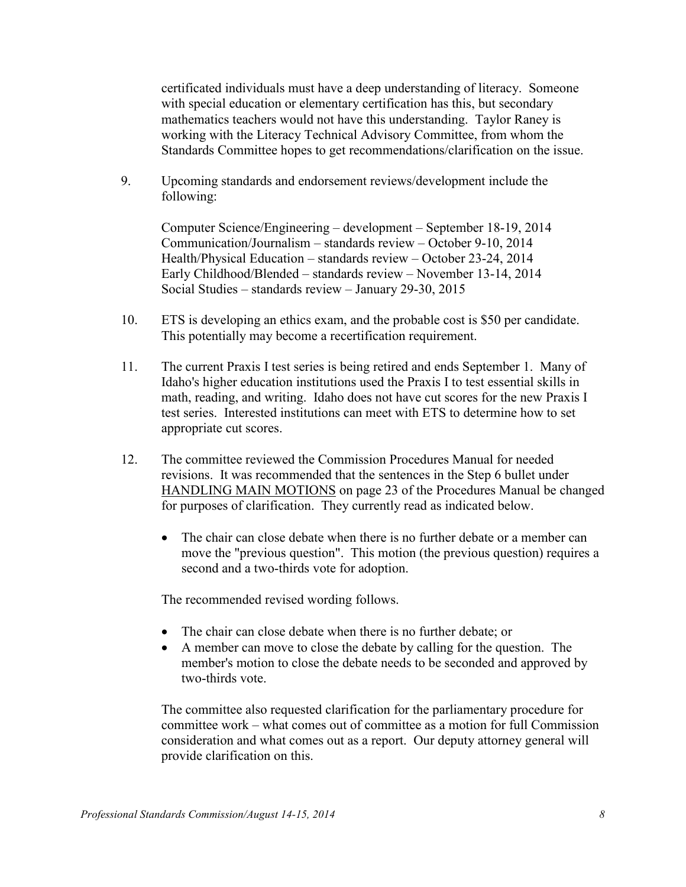certificated individuals must have a deep understanding of literacy. Someone with special education or elementary certification has this, but secondary mathematics teachers would not have this understanding. Taylor Raney is working with the Literacy Technical Advisory Committee, from whom the Standards Committee hopes to get recommendations/clarification on the issue.

9. Upcoming standards and endorsement reviews/development include the following:

   Computer Science/Engineering – development – September 18-19, 2014
   Communication/Journalism – standards review – October 9-10, 2014
   Health/Physical Education – standards review – October 23-24, 2014
   Early Childhood/Blended – standards review – November 13-14, 2014
   Social Studies – standards review – January 29-30, 2015

10. ETS is developing an ethics exam, and the probable cost is $50 per candidate. This potentially may become a recertification requirement.

11. The current Praxis I test series is being retired and ends September 1. Many of Idaho's higher education institutions used the Praxis I to test essential skills in math, reading, and writing. Idaho does not have cut scores for the new Praxis I test series. Interested institutions can meet with ETS to determine how to set appropriate cut scores.

12. The committee reviewed the Commission Procedures Manual for needed revisions. It was recommended that the sentences in the Step 6 bullet under <u>HANDLING MAIN MOTIONS</u> on page 23 of the Procedures Manual be changed for purposes of clarification. They currently read as indicated below.

   - The chair can close debate when there is no further debate or a member can move the "previous question". This motion (the previous question) requires a second and a two-thirds vote for adoption.

   The recommended revised wording follows.

   - The chair can close debate when there is no further debate; or
   - A member can move to close the debate by calling for the question. The member's motion to close the debate needs to be seconded and approved by two-thirds vote.

   The committee also requested clarification for the parliamentary procedure for committee work – what comes out of committee as a motion for full Commission consideration and what comes out as a report. Our deputy attorney general will provide clarification on this.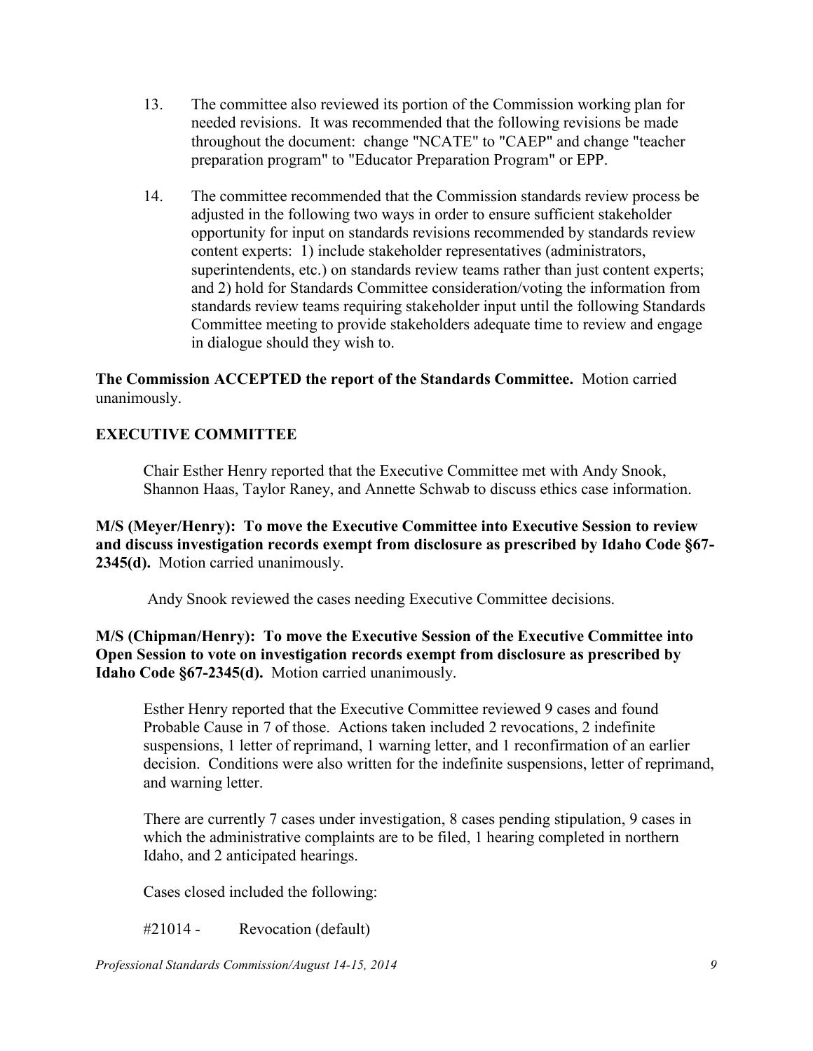13. The committee also reviewed its portion of the Commission working plan for needed revisions. It was recommended that the following revisions be made throughout the document: change "NCATE" to "CAEP" and change "teacher preparation program" to "Educator Preparation Program" or EPP.

14. The committee recommended that the Commission standards review process be adjusted in the following two ways in order to ensure sufficient stakeholder opportunity for input on standards revisions recommended by standards review content experts: 1) include stakeholder representatives (administrators, superintendents, etc.) on standards review teams rather than just content experts; and 2) hold for Standards Committee consideration/voting the information from standards review teams requiring stakeholder input until the following Standards Committee meeting to provide stakeholders adequate time to review and engage in dialogue should they wish to.

**The Commission ACCEPTED the report of the Standards Committee.** Motion carried unanimously.

## EXECUTIVE COMMITTEE

Chair Esther Henry reported that the Executive Committee met with Andy Snook, Shannon Haas, Taylor Raney, and Annette Schwab to discuss ethics case information.

**M/S (Meyer/Henry): To move the Executive Committee into Executive Session to review and discuss investigation records exempt from disclosure as prescribed by Idaho Code §67-2345(d).** Motion carried unanimously.

Andy Snook reviewed the cases needing Executive Committee decisions.

**M/S (Chipman/Henry): To move the Executive Session of the Executive Committee into Open Session to vote on investigation records exempt from disclosure as prescribed by Idaho Code §67-2345(d).** Motion carried unanimously.

Esther Henry reported that the Executive Committee reviewed 9 cases and found Probable Cause in 7 of those. Actions taken included 2 revocations, 2 indefinite suspensions, 1 letter of reprimand, 1 warning letter, and 1 reconfirmation of an earlier decision. Conditions were also written for the indefinite suspensions, letter of reprimand, and warning letter.

There are currently 7 cases under investigation, 8 cases pending stipulation, 9 cases in which the administrative complaints are to be filed, 1 hearing completed in northern Idaho, and 2 anticipated hearings.

Cases closed included the following:

#21014 - Revocation (default)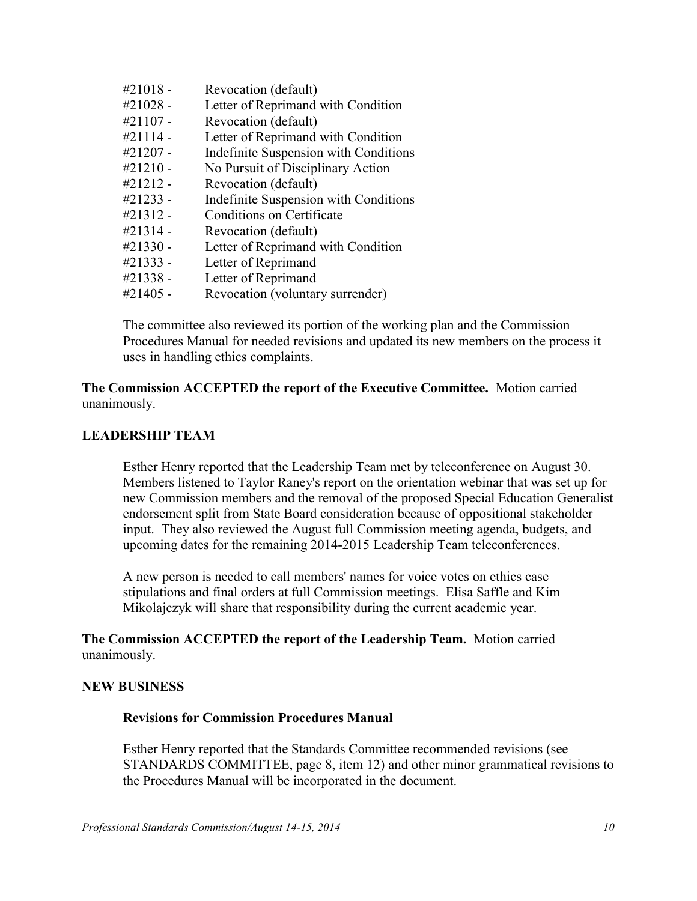#21018 - Revocation (default)
#21028 - Letter of Reprimand with Condition
#21107 - Revocation (default)
#21114 - Letter of Reprimand with Condition
#21207 - Indefinite Suspension with Conditions
#21210 - No Pursuit of Disciplinary Action
#21212 - Revocation (default)
#21233 - Indefinite Suspension with Conditions
#21312 - Conditions on Certificate
#21314 - Revocation (default)
#21330 - Letter of Reprimand with Condition
#21333 - Letter of Reprimand
#21338 - Letter of Reprimand
#21405 - Revocation (voluntary surrender)

The committee also reviewed its portion of the working plan and the Commission Procedures Manual for needed revisions and updated its new members on the process it uses in handling ethics complaints.

**The Commission ACCEPTED the report of the Executive Committee.** Motion carried unanimously.

**LEADERSHIP TEAM**

Esther Henry reported that the Leadership Team met by teleconference on August 30. Members listened to Taylor Raney's report on the orientation webinar that was set up for new Commission members and the removal of the proposed Special Education Generalist endorsement split from State Board consideration because of oppositional stakeholder input. They also reviewed the August full Commission meeting agenda, budgets, and upcoming dates for the remaining 2014-2015 Leadership Team teleconferences.

A new person is needed to call members' names for voice votes on ethics case stipulations and final orders at full Commission meetings. Elisa Saffle and Kim Mikolajczyk will share that responsibility during the current academic year.

**The Commission ACCEPTED the report of the Leadership Team.** Motion carried unanimously.

**NEW BUSINESS**

**Revisions for Commission Procedures Manual**

Esther Henry reported that the Standards Committee recommended revisions (see STANDARDS COMMITTEE, page 8, item 12) and other minor grammatical revisions to the Procedures Manual will be incorporated in the document.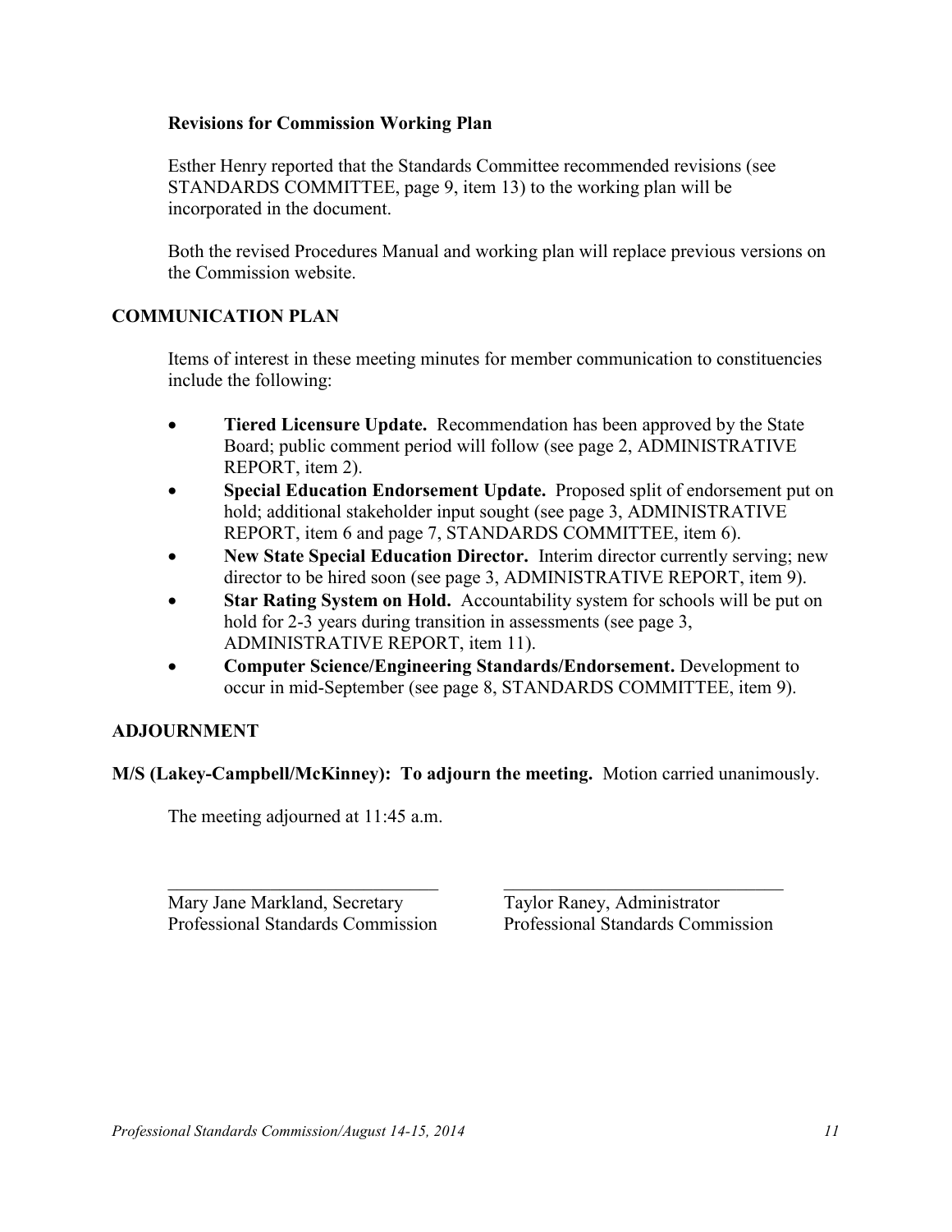### Revisions for Commission Working Plan

Esther Henry reported that the Standards Committee recommended revisions (see STANDARDS COMMITTEE, page 9, item 13) to the working plan will be incorporated in the document.

Both the revised Procedures Manual and working plan will replace previous versions on the Commission website.

## COMMUNICATION PLAN

Items of interest in these meeting minutes for member communication to constituencies include the following:

- **Tiered Licensure Update.** Recommendation has been approved by the State Board; public comment period will follow (see page 2, ADMINISTRATIVE REPORT, item 2).
- **Special Education Endorsement Update.** Proposed split of endorsement put on hold; additional stakeholder input sought (see page 3, ADMINISTRATIVE REPORT, item 6 and page 7, STANDARDS COMMITTEE, item 6).
- **New State Special Education Director.** Interim director currently serving; new director to be hired soon (see page 3, ADMINISTRATIVE REPORT, item 9).
- **Star Rating System on Hold.** Accountability system for schools will be put on hold for 2-3 years during transition in assessments (see page 3, ADMINISTRATIVE REPORT, item 11).
- **Computer Science/Engineering Standards/Endorsement.** Development to occur in mid-September (see page 8, STANDARDS COMMITTEE, item 9).

## ADJOURNMENT

**M/S (Lakey-Campbell/McKinney): To adjourn the meeting.** Motion carried unanimously.

The meeting adjourned at 11:45 a.m.

| | |
|---|---|
| Mary Jane Markland, Secretary<br>Professional Standards Commission | Taylor Raney, Administrator<br>Professional Standards Commission |